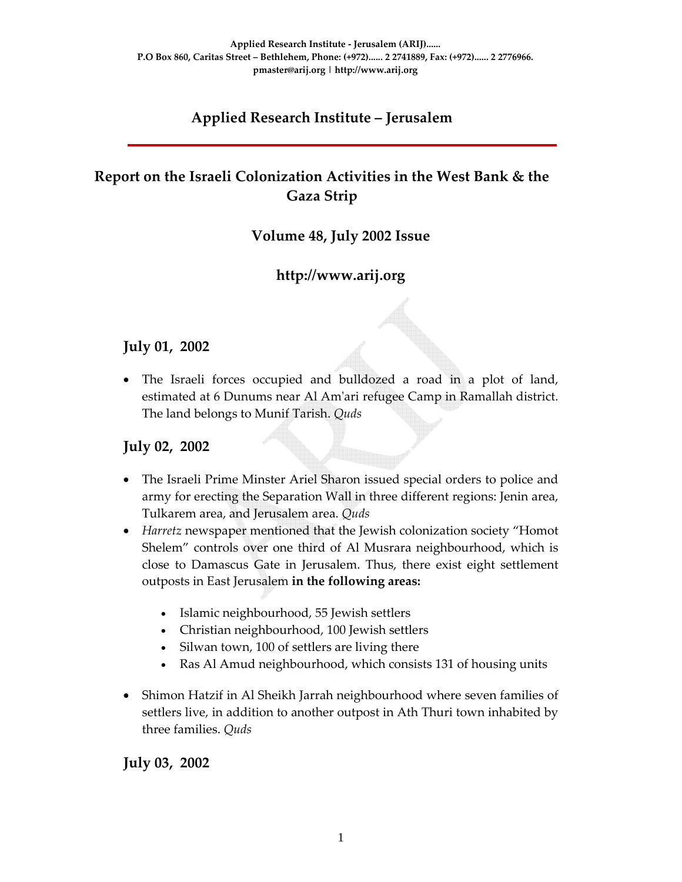**Applied Research Institute - Jerusalem (ARIJ)......**
**P.O Box 860, Caritas Street – Bethlehem, Phone: (+972)...... 2 2741889, Fax: (+972)...... 2 2776966.**
**pmaster@arij.org | http://www.arij.org**

# Applied Research Institute – Jerusalem

## Report on the Israeli Colonization Activities in the West Bank & the Gaza Strip

### Volume 48, July 2002 Issue

### http://www.arij.org

## July 01, 2002

- The Israeli forces occupied and bulldozed a road in a plot of land, estimated at 6 Dunums near Al Am'ari refugee Camp in Ramallah district. The land belongs to Munif Tarish. *Quds*

## July 02, 2002

- The Israeli Prime Minster Ariel Sharon issued special orders to police and army for erecting the Separation Wall in three different regions: Jenin area, Tulkarem area, and Jerusalem area. *Quds*
- *Harretz* newspaper mentioned that the Jewish colonization society "Homot Shelem" controls over one third of Al Musrara neighbourhood, which is close to Damascus Gate in Jerusalem. Thus, there exist eight settlement outposts in East Jerusalem **in the following areas:**
    - Islamic neighbourhood, 55 Jewish settlers
    - Christian neighbourhood, 100 Jewish settlers
    - Silwan town, 100 of settlers are living there
    - Ras Al Amud neighbourhood, which consists 131 of housing units
- Shimon Hatzif in Al Sheikh Jarrah neighbourhood where seven families of settlers live, in addition to another outpost in Ath Thuri town inhabited by three families. *Quds*

## July 03, 2002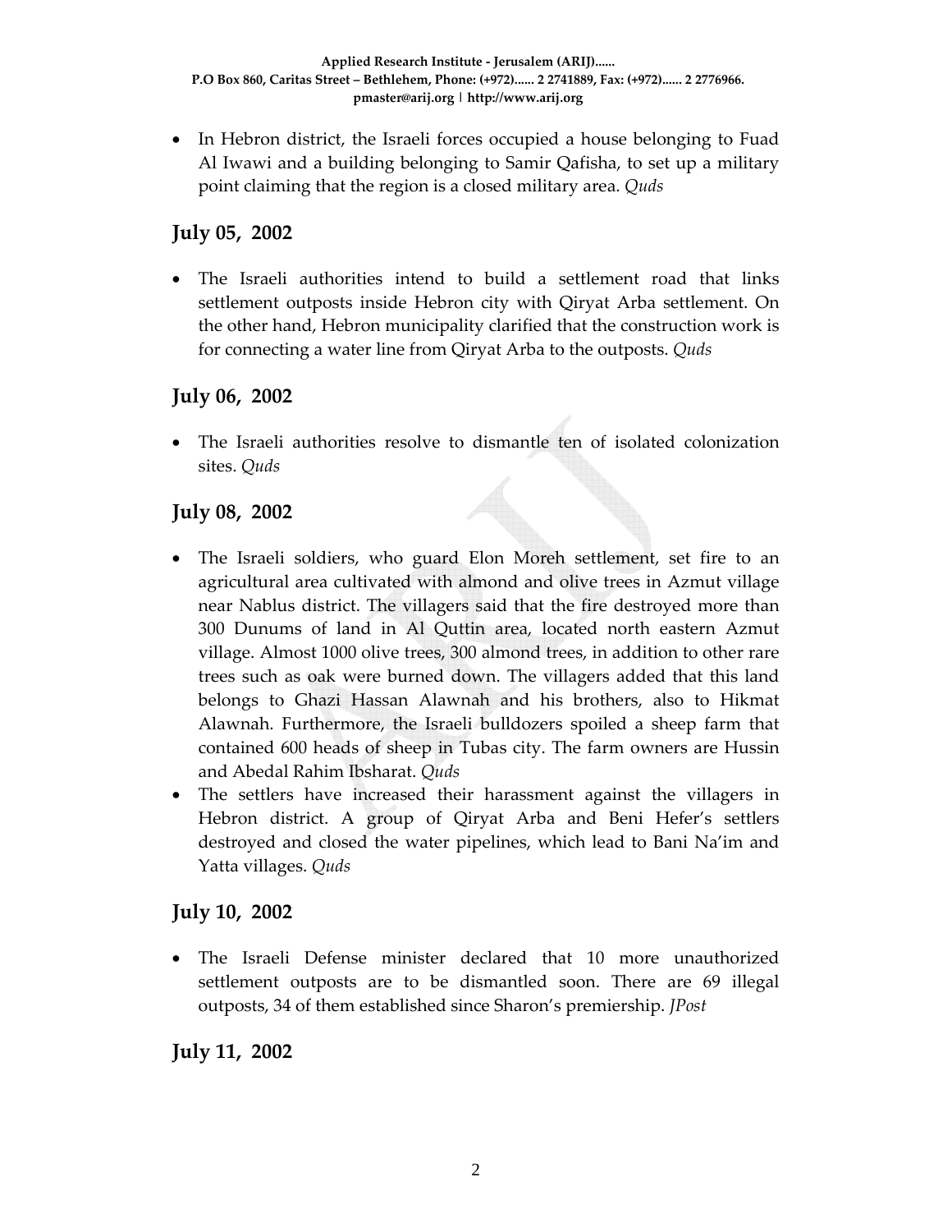- In Hebron district, the Israeli forces occupied a house belonging to Fuad Al Iwawi and a building belonging to Samir Qafisha, to set up a military point claiming that the region is a closed military area. *Quds*

## July 05, 2002

- The Israeli authorities intend to build a settlement road that links settlement outposts inside Hebron city with Qiryat Arba settlement. On the other hand, Hebron municipality clarified that the construction work is for connecting a water line from Qiryat Arba to the outposts. *Quds*

## July 06, 2002

- The Israeli authorities resolve to dismantle ten of isolated colonization sites. *Quds*

## July 08, 2002

- The Israeli soldiers, who guard Elon Moreh settlement, set fire to an agricultural area cultivated with almond and olive trees in Azmut village near Nablus district. The villagers said that the fire destroyed more than 300 Dunums of land in Al Quttin area, located north eastern Azmut village. Almost 1000 olive trees, 300 almond trees, in addition to other rare trees such as oak were burned down. The villagers added that this land belongs to Ghazi Hassan Alawnah and his brothers, also to Hikmat Alawnah. Furthermore, the Israeli bulldozers spoiled a sheep farm that contained 600 heads of sheep in Tubas city. The farm owners are Hussin and Abedal Rahim Ibsharat. *Quds*
- The settlers have increased their harassment against the villagers in Hebron district. A group of Qiryat Arba and Beni Hefer's settlers destroyed and closed the water pipelines, which lead to Bani Na'im and Yatta villages. *Quds*

## July 10, 2002

- The Israeli Defense minister declared that 10 more unauthorized settlement outposts are to be dismantled soon. There are 69 illegal outposts, 34 of them established since Sharon's premiership. *JPost*

## July 11, 2002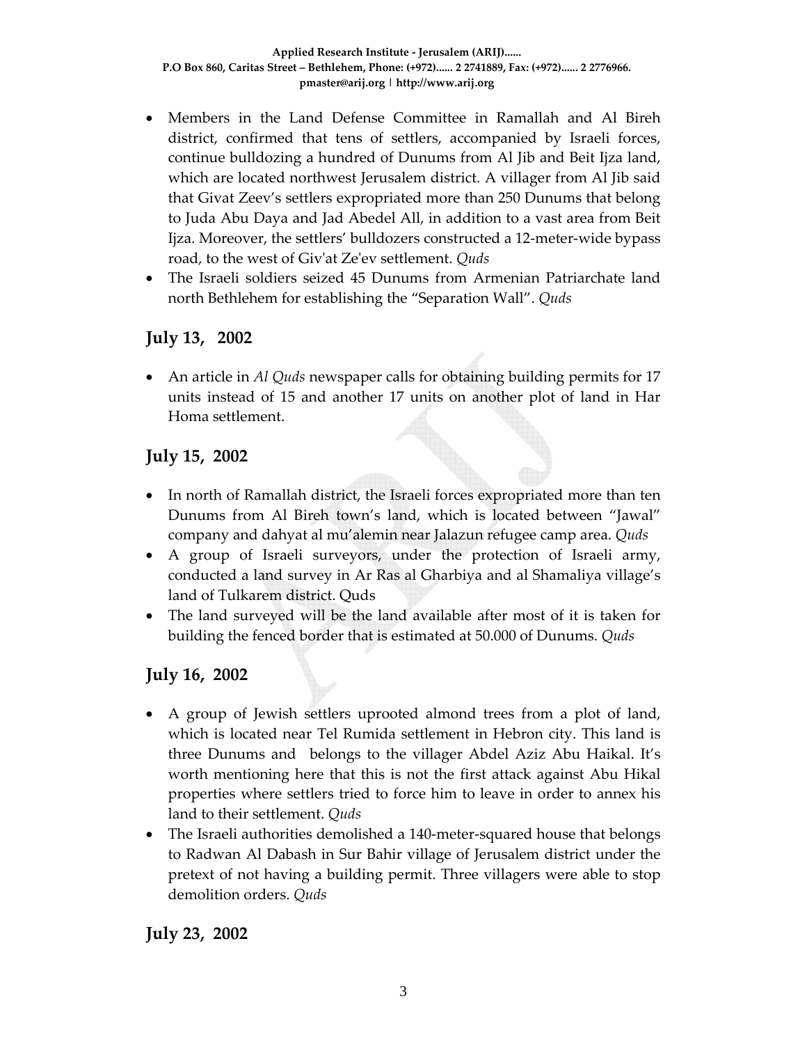- Members in the Land Defense Committee in Ramallah and Al Bireh district, confirmed that tens of settlers, accompanied by Israeli forces, continue bulldozing a hundred of Dunums from Al Jib and Beit Ijza land, which are located northwest Jerusalem district. A villager from Al Jib said that Givat Zeev's settlers expropriated more than 250 Dunums that belong to Juda Abu Daya and Jad Abedel All, in addition to a vast area from Beit Ijza. Moreover, the settlers' bulldozers constructed a 12-meter-wide bypass road, to the west of Giv'at Ze'ev settlement. *Quds*
- The Israeli soldiers seized 45 Dunums from Armenian Patriarchate land north Bethlehem for establishing the "Separation Wall". *Quds*

## July 13, 2002

- An article in *Al Quds* newspaper calls for obtaining building permits for 17 units instead of 15 and another 17 units on another plot of land in Har Homa settlement.

## July 15, 2002

- In north of Ramallah district, the Israeli forces expropriated more than ten Dunums from Al Bireh town's land, which is located between "Jawal" company and dahyat al mu'alemin near Jalazun refugee camp area. *Quds*
- A group of Israeli surveyors, under the protection of Israeli army, conducted a land survey in Ar Ras al Gharbiya and al Shamaliya village's land of Tulkarem district. Quds
- The land surveyed will be the land available after most of it is taken for building the fenced border that is estimated at 50.000 of Dunums. *Quds*

## July 16, 2002

- A group of Jewish settlers uprooted almond trees from a plot of land, which is located near Tel Rumida settlement in Hebron city. This land is three Dunums and belongs to the villager Abdel Aziz Abu Haikal. It's worth mentioning here that this is not the first attack against Abu Hikal properties where settlers tried to force him to leave in order to annex his land to their settlement. *Quds*
- The Israeli authorities demolished a 140-meter-squared house that belongs to Radwan Al Dabash in Sur Bahir village of Jerusalem district under the pretext of not having a building permit. Three villagers were able to stop demolition orders. *Quds*

## July 23, 2002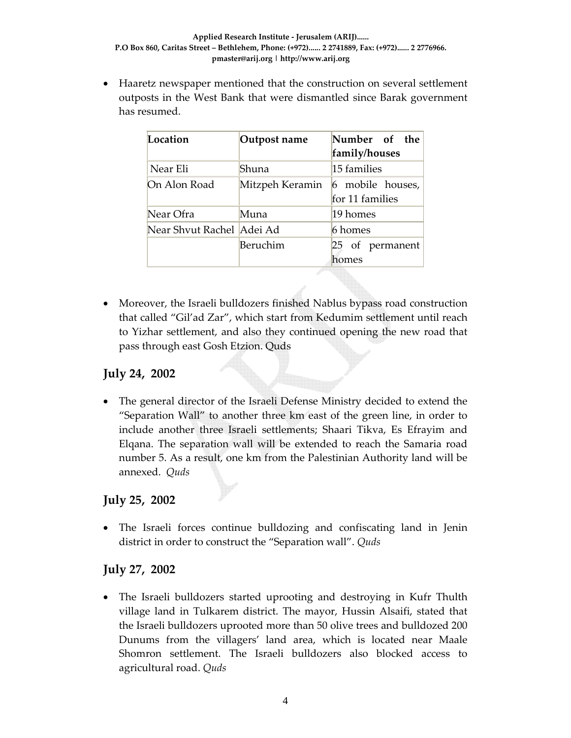- Haaretz newspaper mentioned that the construction on several settlement outposts in the West Bank that were dismantled since Barak government has resumed.

| Location | Outpost name | Number of the family/houses |
|---|---|---|
| Near Eli | Shuna | 15 families |
| On Alon Road | Mitzpeh Keramin | 6 mobile houses, for 11 families |
| Near Ofra | Muna | 19 homes |
| Near Shvut Rachel | Adei Ad | 6 homes |
| | Beruchim | 25 of permanent homes |

- Moreover, the Israeli bulldozers finished Nablus bypass road construction that called "Gil'ad Zar", which start from Kedumim settlement until reach to Yizhar settlement, and also they continued opening the new road that pass through east Gosh Etzion. Quds

## July 24, 2002

- The general director of the Israeli Defense Ministry decided to extend the "Separation Wall" to another three km east of the green line, in order to include another three Israeli settlements; Shaari Tikva, Es Efrayim and Elqana. The separation wall will be extended to reach the Samaria road number 5. As a result, one km from the Palestinian Authority land will be annexed. *Quds*

## July 25, 2002

- The Israeli forces continue bulldozing and confiscating land in Jenin district in order to construct the "Separation wall". *Quds*

## July 27, 2002

- The Israeli bulldozers started uprooting and destroying in Kufr Thulth village land in Tulkarem district. The mayor, Hussin Alsaifi, stated that the Israeli bulldozers uprooted more than 50 olive trees and bulldozed 200 Dunums from the villagers' land area, which is located near Maale Shomron settlement. The Israeli bulldozers also blocked access to agricultural road. *Quds*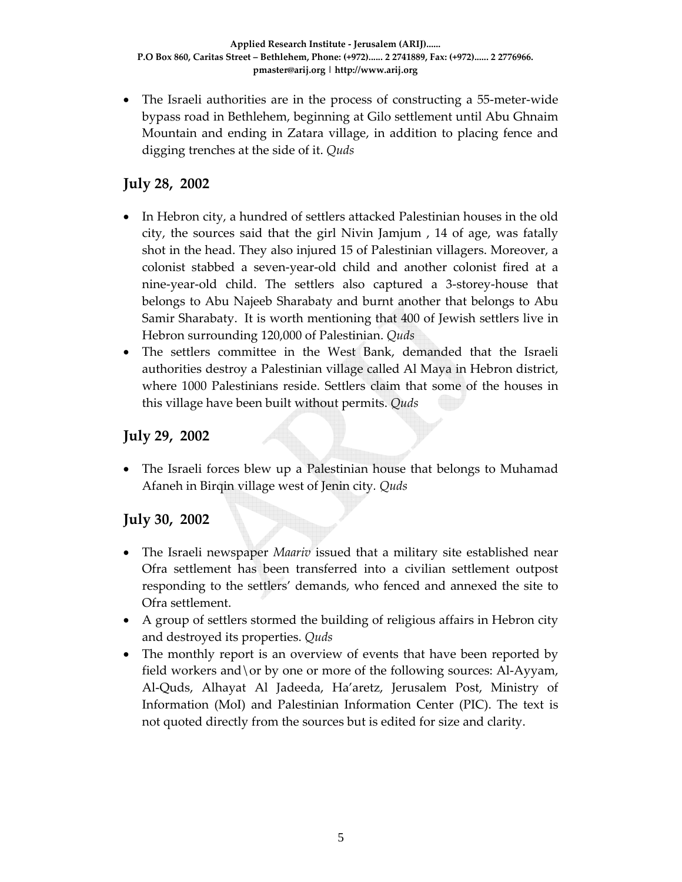- The Israeli authorities are in the process of constructing a 55-meter-wide bypass road in Bethlehem, beginning at Gilo settlement until Abu Ghnaim Mountain and ending in Zatara village, in addition to placing fence and digging trenches at the side of it. *Quds*

## July 28, 2002

- In Hebron city, a hundred of settlers attacked Palestinian houses in the old city, the sources said that the girl Nivin Jamjum , 14 of age, was fatally shot in the head. They also injured 15 of Palestinian villagers. Moreover, a colonist stabbed a seven-year-old child and another colonist fired at a nine-year-old child. The settlers also captured a 3-storey-house that belongs to Abu Najeeb Sharabaty and burnt another that belongs to Abu Samir Sharabaty. It is worth mentioning that 400 of Jewish settlers live in Hebron surrounding 120,000 of Palestinian. *Quds*
- The settlers committee in the West Bank, demanded that the Israeli authorities destroy a Palestinian village called Al Maya in Hebron district, where 1000 Palestinians reside. Settlers claim that some of the houses in this village have been built without permits. *Quds*

## July 29, 2002

- The Israeli forces blew up a Palestinian house that belongs to Muhamad Afaneh in Birqin village west of Jenin city. *Quds*

## July 30, 2002

- The Israeli newspaper *Maariv* issued that a military site established near Ofra settlement has been transferred into a civilian settlement outpost responding to the settlers' demands, who fenced and annexed the site to Ofra settlement.
- A group of settlers stormed the building of religious affairs in Hebron city and destroyed its properties. *Quds*
- The monthly report is an overview of events that have been reported by field workers and\or by one or more of the following sources: Al-Ayyam, Al-Quds, Alhayat Al Jadeeda, Ha'aretz, Jerusalem Post, Ministry of Information (MoI) and Palestinian Information Center (PIC). The text is not quoted directly from the sources but is edited for size and clarity.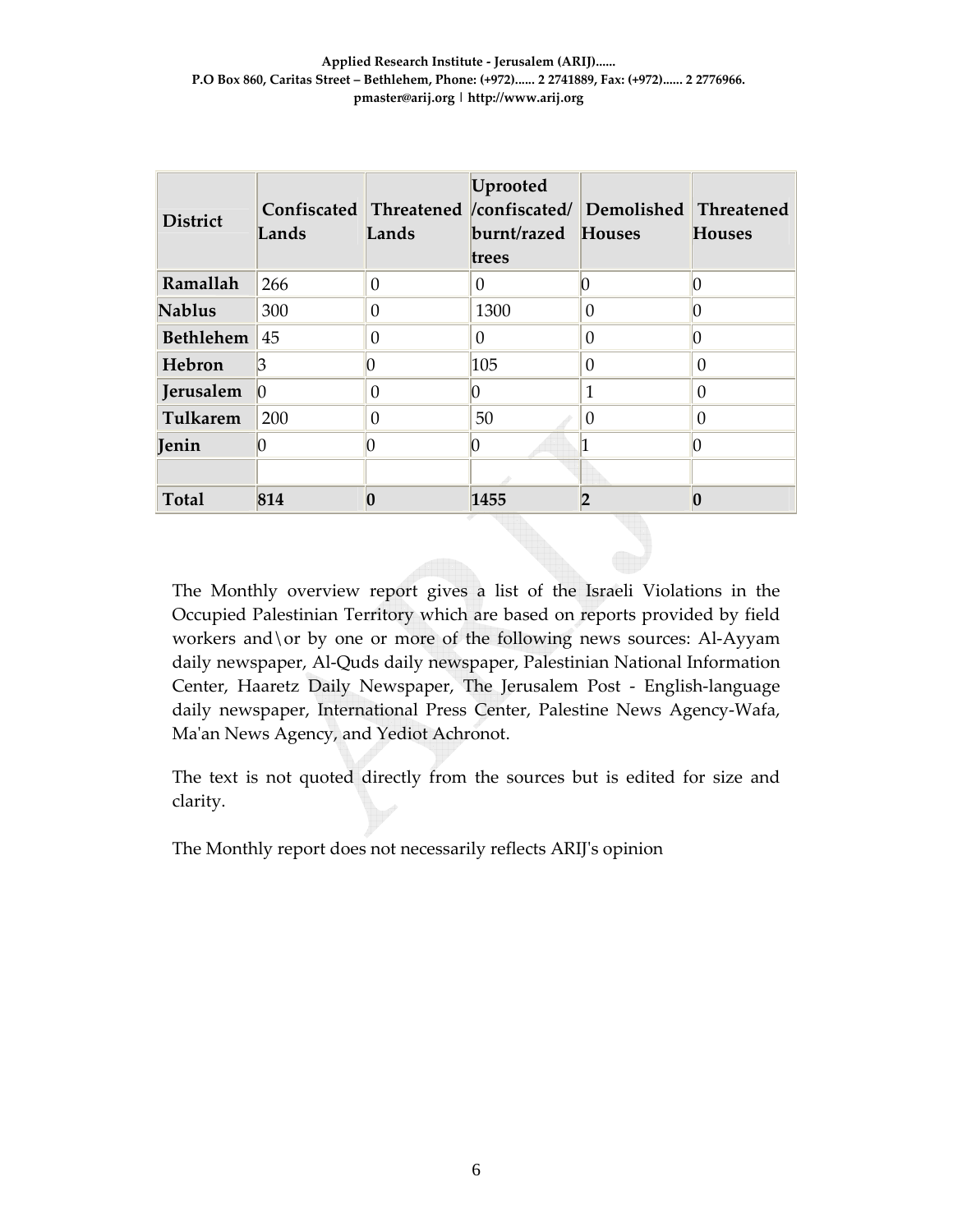| District | Confiscated Lands | Threatened Lands | Uprooted /confiscated/ burnt/razed trees | Demolished Houses | Threatened Houses |
| --- | --- | --- | --- | --- | --- |
| **Ramallah** | 266 | 0 | 0 | 0 | 0 |
| **Nablus** | 300 | 0 | 1300 | 0 | 0 |
| **Bethlehem** | 45 | 0 | 0 | 0 | 0 |
| **Hebron** | 3 | 0 | 105 | 0 | 0 |
| **Jerusalem** | 0 | 0 | 0 | 1 | 0 |
| **Tulkarem** | 200 | 0 | 50 | 0 | 0 |
| **Jenin** | 0 | 0 | 0 | 1 | 0 |
| | | | | | |
| **Total** | **814** | **0** | **1455** | **2** | **0** |

The Monthly overview report gives a list of the Israeli Violations in the Occupied Palestinian Territory which are based on reports provided by field workers and\or by one or more of the following news sources: Al-Ayyam daily newspaper, Al-Quds daily newspaper, Palestinian National Information Center, Haaretz Daily Newspaper, The Jerusalem Post - English-language daily newspaper, International Press Center, Palestine News Agency-Wafa, Ma'an News Agency, and Yediot Achronot.

The text is not quoted directly from the sources but is edited for size and clarity.

The Monthly report does not necessarily reflects ARIJ's opinion